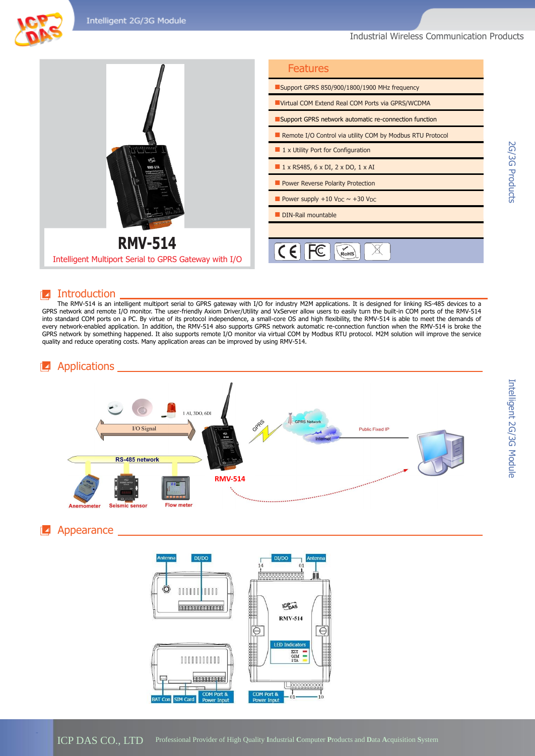# RMV-514

Intelligent Multiport Serial to GPRS Gateway with I/O

## Features

- Support GPRS 850/900/1800/1900 MHz frequency
- Virtual COM Extend Real COM Ports via GPRS/WCDMA
- Support GPRS network automatic re-connection function
- Remote I/O Control via utility COM by Modbus RTU Protocol
- 1 x Utility Port for Configuration
- 1 x RS485, 6 x DI, 2 x DO, 1 x AI
- Power Reverse Polarity Protection
- Power supply +10 $V_{DC}$ ~ +30 $V_{DC}$
- DIN-Rail mountable

## Introduction

The RMV-514 is an intelligent multiport serial to GPRS gateway with I/O for industry M2M applications. It is designed for linking RS-485 devices to a GPRS network and remote I/O monitor. The user-friendly Axiom Driver/Utility and VxServer allow users to easily turn the built-in COM ports of the RMV-514 into standard COM ports on a PC. By virtue of its protocol independence, a small-core OS and high flexibility, the RMV-514 is able to meet the demands of every network-enabled application. In addition, the RMV-514 also supports GPRS network automatic re-connection function when the RMV-514 is broke the GPRS network by something happened. It also supports remote I/O monitor via virtual COM by Modbus RTU protocol. M2M solution will improve the service quality and reduce operating costs. Many application areas can be improved by using RMV-514.

## Applications

## Appearance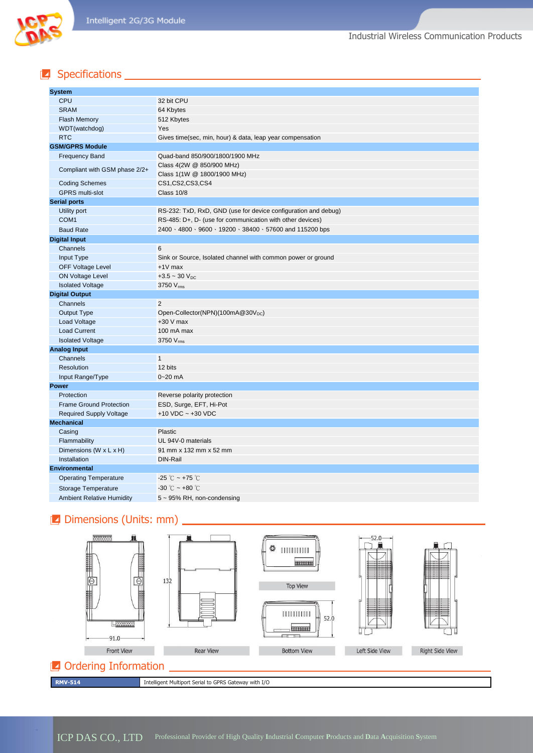## Specifications

| | |
|---|---|
| **System** | |
| CPU | 32 bit CPU |
| SRAM | 64 Kbytes |
| Flash Memory | 512 Kbytes |
| WDT(watchdog) | Yes |
| RTC | Gives time(sec, min, hour) & data, leap year compensation |
| **GSM/GPRS Module** | |
| Frequency Band | Quad-band 850/900/1800/1900 MHz |
| Compliant with GSM phase 2/2+ | Class 4(2W @ 850/900 MHz)<br>Class 1(1W @ 1800/1900 MHz) |
| Coding Schemes | CS1,CS2,CS3,CS4 |
| GPRS multi-slot | Class 10/8 |
| **Serial ports** | |
| Utility port | RS-232: TxD, RxD, GND (use for device configuration and debug) |
| COM1 | RS-485: D+, D- (use for communication with other devices) |
| Baud Rate | 2400、4800、9600、19200、38400、57600 and 115200 bps |
| **Digital Input** | |
| Channels | 6 |
| Input Type | Sink or Source, Isolated channel with common power or ground |
| OFF Voltage Level | +1V max |
| ON Voltage Level | +3.5 ~ 30 $V_{DC}$ |
| Isolated Voltage | 3750 $V_{rms}$ |
| **Digital Output** | |
| Channels | 2 |
| Output Type | Open-Collector(NPN)(100mA@30$V_{DC}$) |
| Load Voltage | +30 V max |
| Load Current | 100 mA max |
| Isolated Voltage | 3750 $V_{rms}$ |
| **Analog Input** | |
| Channels | 1 |
| Resolution | 12 bits |
| Input Range/Type | 0~20 mA |
| **Power** | |
| Protection | Reverse polarity protection |
| Frame Ground Protection | ESD, Surge, EFT, Hi-Pot |
| Required Supply Voltage | +10 VDC ~ +30 VDC |
| **Mechanical** | |
| Casing | Plastic |
| Flammability | UL 94V-0 materials |
| Dimensions (W x L x H) | 91 mm x 132 mm x 52 mm |
| Installation | DIN-Rail |
| **Environmental** | |
| Operating Temperature | -25 ℃ ~ +75 ℃ |
| Storage Temperature | -30 ℃ ~ +80 ℃ |
| Ambient Relative Humidity | 5 ~ 95% RH, non-condensing |

## Dimensions (Units: mm)

91.0
132
52.0
52.0

Front View | Rear View | Top View | Bottom View | Left Side View | Right Side View

## Ordering Information

| | |
|---|---|
| **RMV-514** | Intelligent Multiport Serial to GPRS Gateway with I/O |